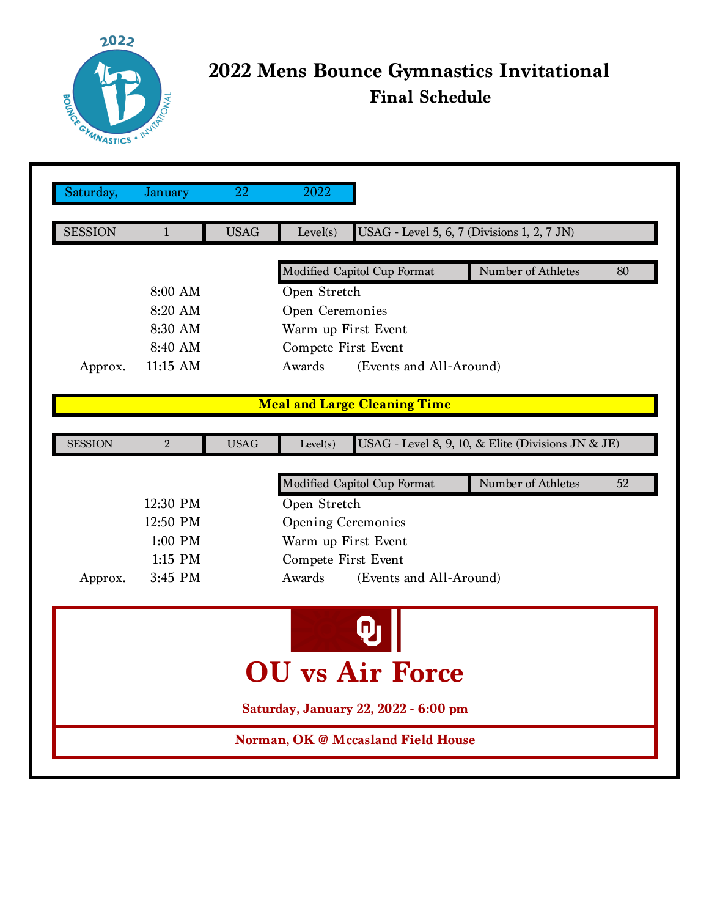# 2022 Mens Bounce Gymnastics Invitational

## Final Schedule

**Saturday, January 22 2022**

| SESSION 1 | USAG | Level(s) | USAG - Level 5, 6, 7 (Divisions 1, 2, 7 JN) |
|---|---|---|---|

Modified Capitol Cup Format — Number of Athletes: 80

| | Time | Event |
|---|---|---|
| | 8:00 AM | Open Stretch |
| | 8:20 AM | Open Ceremonies |
| | 8:30 AM | Warm up First Event |
| | 8:40 AM | Compete First Event |
| Approx. | 11:15 AM | Awards (Events and All-Around) |

**Meal and Large Cleaning Time**

| SESSION 2 | USAG | Level(s) | USAG - Level 8, 9, 10, & Elite (Divisions JN & JE) |
|---|---|---|---|

Modified Capitol Cup Format — Number of Athletes: 52

| | Time | Event |
|---|---|---|
| | 12:30 PM | Open Stretch |
| | 12:50 PM | Opening Ceremonies |
| | 1:00 PM | Warm up First Event |
| | 1:15 PM | Compete First Event |
| Approx. | 3:45 PM | Awards (Events and All-Around) |

# OU vs Air Force

**Saturday, January 22, 2022 - 6:00 pm**

**Norman, OK @ Mccasland Field House**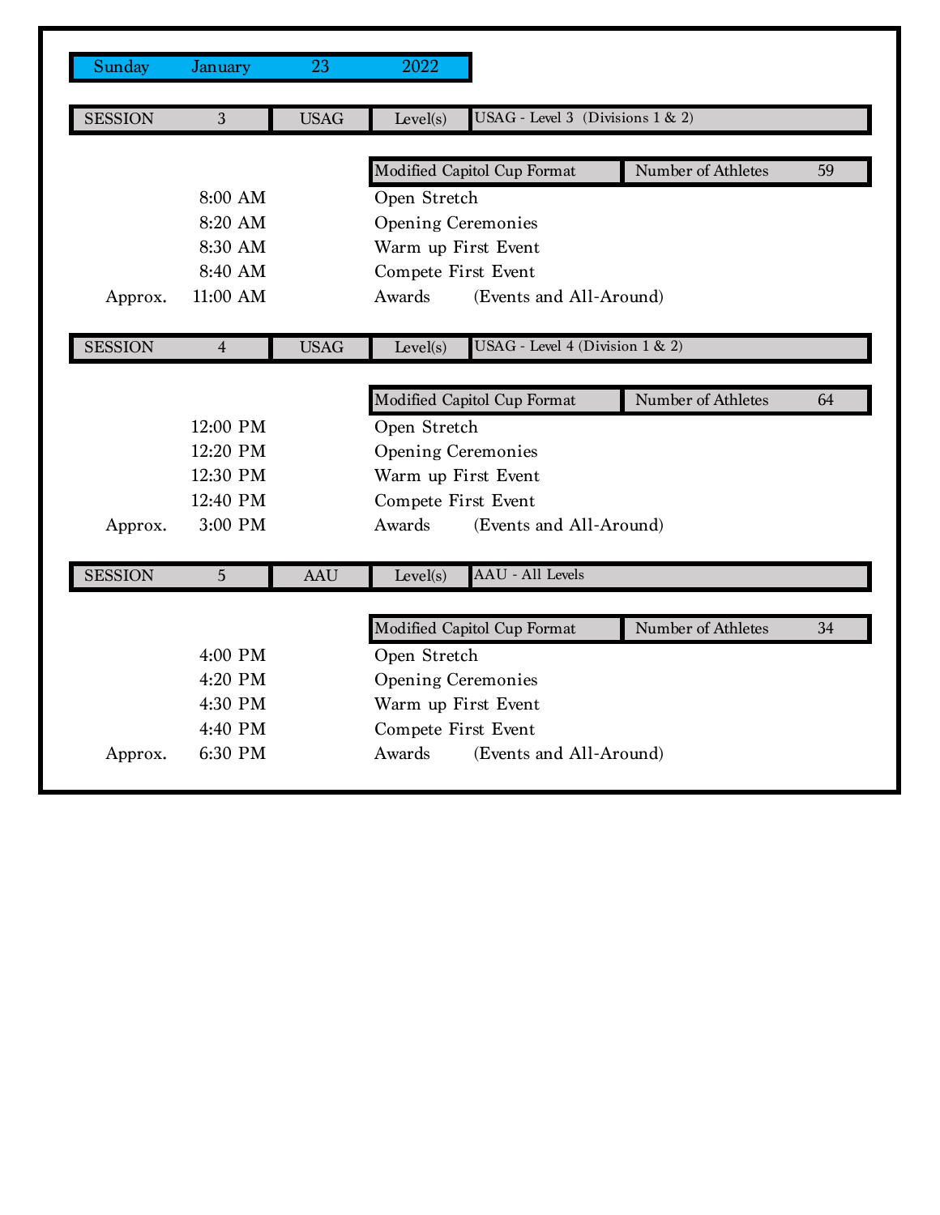## Sunday January 23 2022

| SESSION | 3 | USAG | Level(s) | USAG - Level 3 (Divisions 1 & 2) |
|---|---|---|---|---|

**Modified Capitol Cup Format** | **Number of Athletes 59**

| | | |
|---|---|---|
| | 8:00 AM | Open Stretch |
| | 8:20 AM | Opening Ceremonies |
| | 8:30 AM | Warm up First Event |
| | 8:40 AM | Compete First Event |
| Approx. | 11:00 AM | Awards (Events and All-Around) |

| SESSION | 4 | USAG | Level(s) | USAG - Level 4 (Division 1 & 2) |
|---|---|---|---|---|

**Modified Capitol Cup Format** | **Number of Athletes 64**

| | | |
|---|---|---|
| | 12:00 PM | Open Stretch |
| | 12:20 PM | Opening Ceremonies |
| | 12:30 PM | Warm up First Event |
| | 12:40 PM | Compete First Event |
| Approx. | 3:00 PM | Awards (Events and All-Around) |

| SESSION | 5 | AAU | Level(s) | AAU - All Levels |
|---|---|---|---|---|

**Modified Capitol Cup Format** | **Number of Athletes 34**

| | | |
|---|---|---|
| | 4:00 PM | Open Stretch |
| | 4:20 PM | Opening Ceremonies |
| | 4:30 PM | Warm up First Event |
| | 4:40 PM | Compete First Event |
| Approx. | 6:30 PM | Awards (Events and All-Around) |